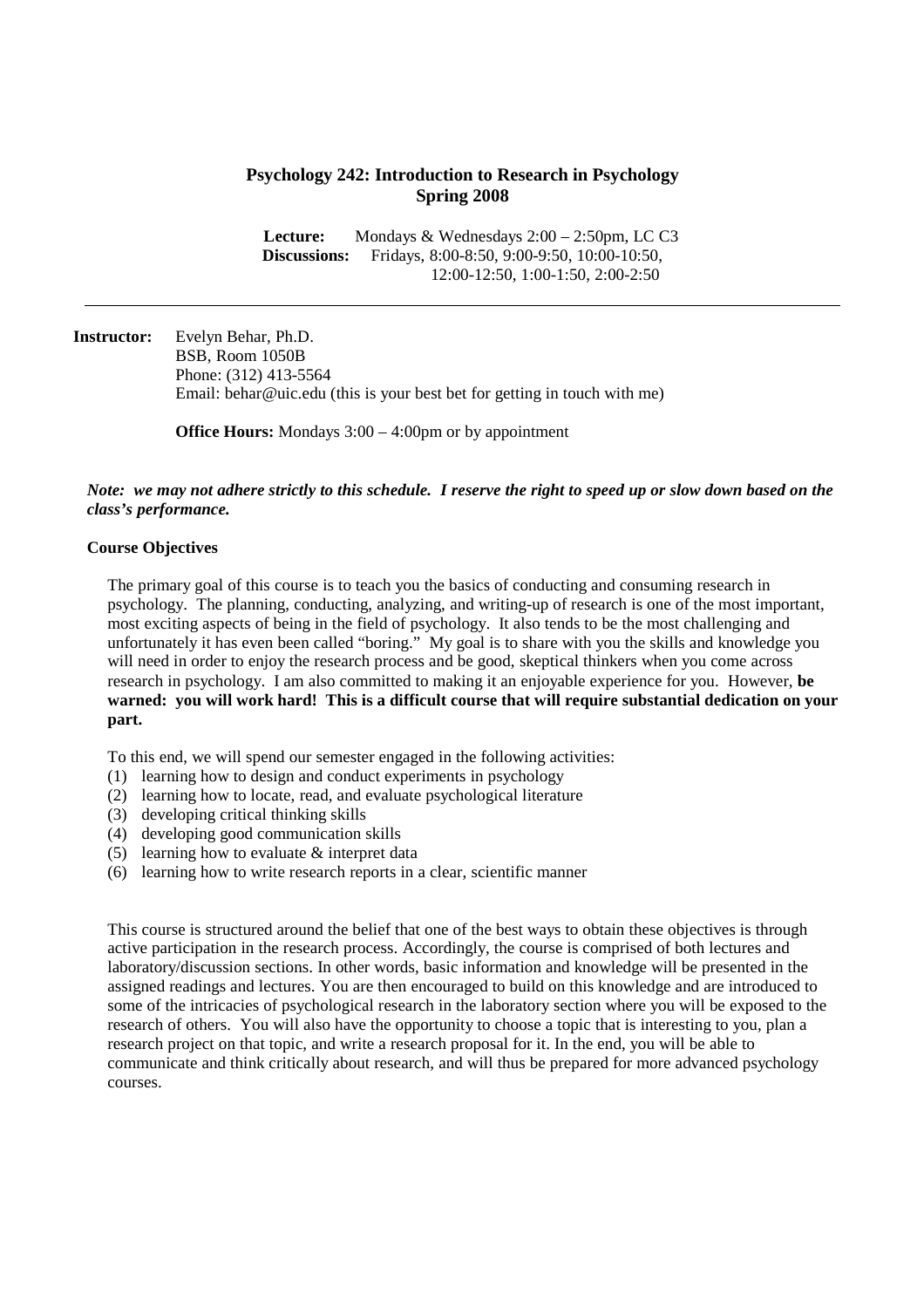# Psychology 242: Introduction to Research in Psychology
## Spring 2008

**Lecture:** Mondays & Wednesdays 2:00 – 2:50pm, LC C3
**Discussions:** Fridays, 8:00-8:50, 9:00-9:50, 10:00-10:50, 12:00-12:50, 1:00-1:50, 2:00-2:50

---

**Instructor:** Evelyn Behar, Ph.D.
BSB, Room 1050B
Phone: (312) 413-5564
Email: behar@uic.edu (this is your best bet for getting in touch with me)

**Office Hours:** Mondays 3:00 – 4:00pm or by appointment

***Note: we may not adhere strictly to this schedule. I reserve the right to speed up or slow down based on the class's performance.***

### Course Objectives

The primary goal of this course is to teach you the basics of conducting and consuming research in psychology. The planning, conducting, analyzing, and writing-up of research is one of the most important, most exciting aspects of being in the field of psychology. It also tends to be the most challenging and unfortunately it has even been called "boring." My goal is to share with you the skills and knowledge you will need in order to enjoy the research process and be good, skeptical thinkers when you come across research in psychology. I am also committed to making it an enjoyable experience for you. However, **be warned: you will work hard! This is a difficult course that will require substantial dedication on your part.**

To this end, we will spend our semester engaged in the following activities:

1. learning how to design and conduct experiments in psychology
2. learning how to locate, read, and evaluate psychological literature
3. developing critical thinking skills
4. developing good communication skills
5. learning how to evaluate & interpret data
6. learning how to write research reports in a clear, scientific manner

This course is structured around the belief that one of the best ways to obtain these objectives is through active participation in the research process. Accordingly, the course is comprised of both lectures and laboratory/discussion sections. In other words, basic information and knowledge will be presented in the assigned readings and lectures. You are then encouraged to build on this knowledge and are introduced to some of the intricacies of psychological research in the laboratory section where you will be exposed to the research of others. You will also have the opportunity to choose a topic that is interesting to you, plan a research project on that topic, and write a research proposal for it. In the end, you will be able to communicate and think critically about research, and will thus be prepared for more advanced psychology courses.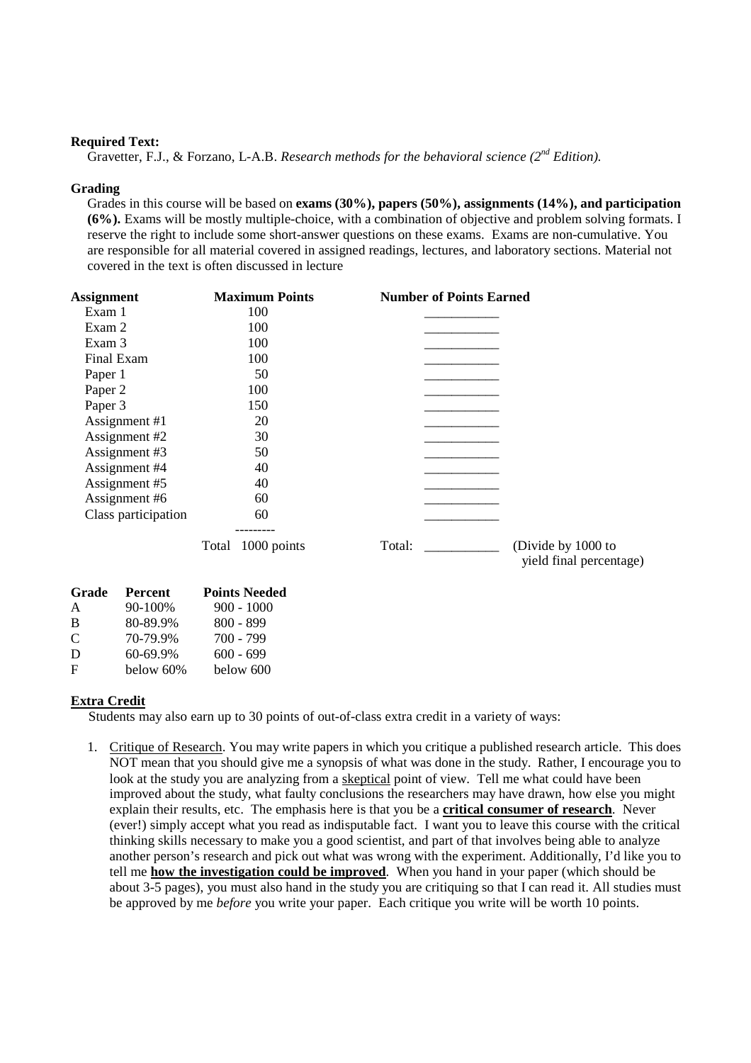**Required Text:**

Gravetter, F.J., & Forzano, L-A.B. *Research methods for the behavioral science (2nd Edition).*

**Grading**

Grades in this course will be based on **exams (30%), papers (50%), assignments (14%), and participation (6%).** Exams will be mostly multiple-choice, with a combination of objective and problem solving formats. I reserve the right to include some short-answer questions on these exams. Exams are non-cumulative. You are responsible for all material covered in assigned readings, lectures, and laboratory sections. Material not covered in the text is often discussed in lecture

| Assignment | Maximum Points | Number of Points Earned |
|---|---|---|
| Exam 1 | 100 | ___________ |
| Exam 2 | 100 | ___________ |
| Exam 3 | 100 | ___________ |
| Final Exam | 100 | ___________ |
| Paper 1 | 50 | ___________ |
| Paper 2 | 100 | ___________ |
| Paper 3 | 150 | ___________ |
| Assignment #1 | 20 | ___________ |
| Assignment #2 | 30 | ___________ |
| Assignment #3 | 50 | ___________ |
| Assignment #4 | 40 | ___________ |
| Assignment #5 | 40 | ___________ |
| Assignment #6 | 60 | ___________ |
| Class participation | 60 | ___________ |
| | Total 1000 points | Total: ___________ (Divide by 1000 to yield final percentage) |

| Grade | Percent | Points Needed |
|---|---|---|
| A | 90-100% | 900 - 1000 |
| B | 80-89.9% | 800 - 899 |
| C | 70-79.9% | 700 - 799 |
| D | 60-69.9% | 600 - 699 |
| F | below 60% | below 600 |

**Extra Credit**

Students may also earn up to 30 points of out-of-class extra credit in a variety of ways:

1. Critique of Research. You may write papers in which you critique a published research article. This does NOT mean that you should give me a synopsis of what was done in the study. Rather, I encourage you to look at the study you are analyzing from a skeptical point of view. Tell me what could have been improved about the study, what faulty conclusions the researchers may have drawn, how else you might explain their results, etc. The emphasis here is that you be a **critical consumer of research**. Never (ever!) simply accept what you read as indisputable fact. I want you to leave this course with the critical thinking skills necessary to make you a good scientist, and part of that involves being able to analyze another person's research and pick out what was wrong with the experiment. Additionally, I'd like you to tell me **how the investigation could be improved**. When you hand in your paper (which should be about 3-5 pages), you must also hand in the study you are critiquing so that I can read it. All studies must be approved by me *before* you write your paper. Each critique you write will be worth 10 points.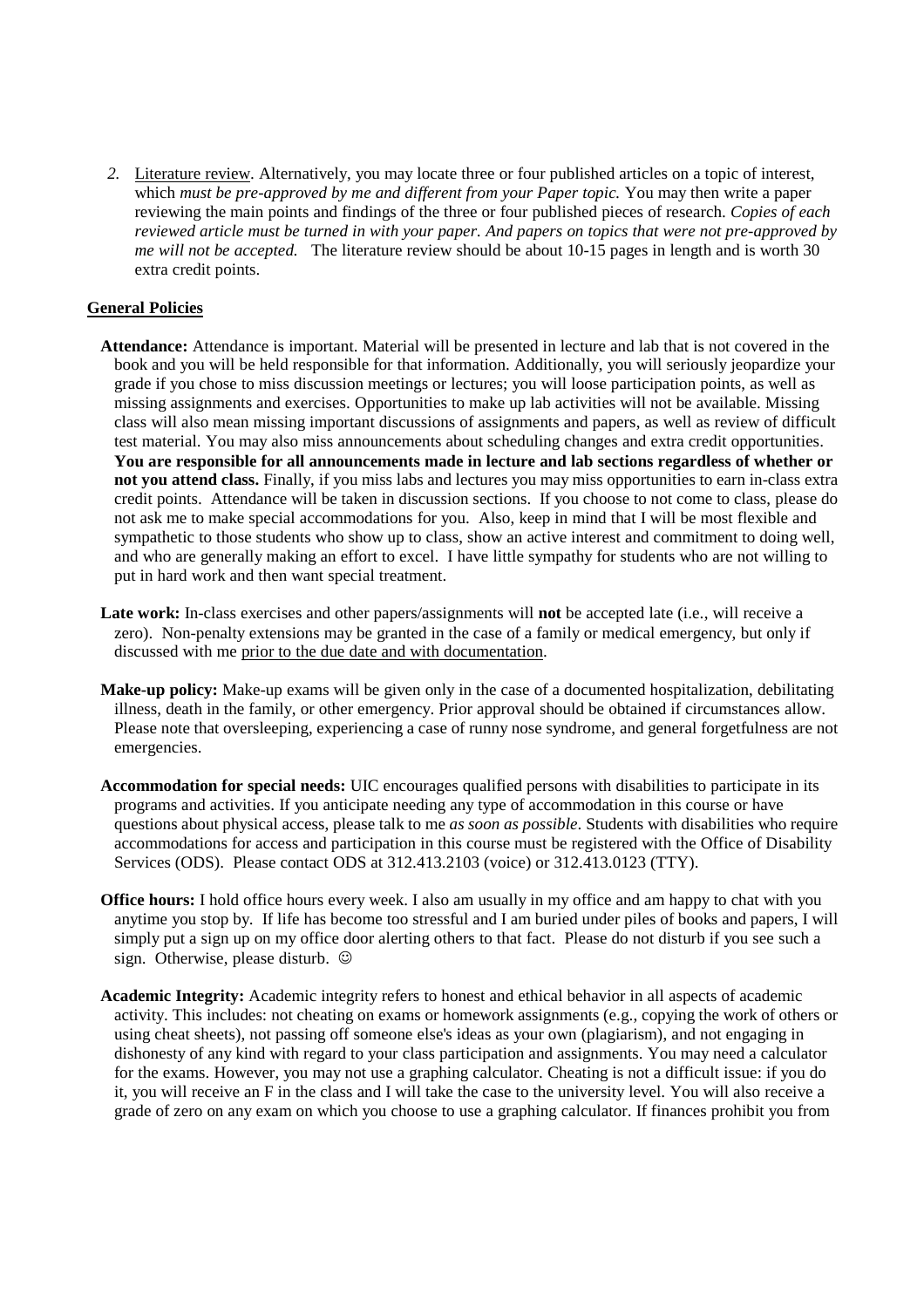2. Literature review. Alternatively, you may locate three or four published articles on a topic of interest, which *must be pre-approved by me and different from your Paper topic.* You may then write a paper reviewing the main points and findings of the three or four published pieces of research. *Copies of each reviewed article must be turned in with your paper. And papers on topics that were not pre-approved by me will not be accepted.* The literature review should be about 10-15 pages in length and is worth 30 extra credit points.

## General Policies

**Attendance:** Attendance is important. Material will be presented in lecture and lab that is not covered in the book and you will be held responsible for that information. Additionally, you will seriously jeopardize your grade if you chose to miss discussion meetings or lectures; you will loose participation points, as well as missing assignments and exercises. Opportunities to make up lab activities will not be available. Missing class will also mean missing important discussions of assignments and papers, as well as review of difficult test material. You may also miss announcements about scheduling changes and extra credit opportunities. **You are responsible for all announcements made in lecture and lab sections regardless of whether or not you attend class.** Finally, if you miss labs and lectures you may miss opportunities to earn in-class extra credit points. Attendance will be taken in discussion sections. If you choose to not come to class, please do not ask me to make special accommodations for you. Also, keep in mind that I will be most flexible and sympathetic to those students who show up to class, show an active interest and commitment to doing well, and who are generally making an effort to excel. I have little sympathy for students who are not willing to put in hard work and then want special treatment.

**Late work:** In-class exercises and other papers/assignments will **not** be accepted late (i.e., will receive a zero). Non-penalty extensions may be granted in the case of a family or medical emergency, but only if discussed with me prior to the due date and with documentation.

**Make-up policy:** Make-up exams will be given only in the case of a documented hospitalization, debilitating illness, death in the family, or other emergency. Prior approval should be obtained if circumstances allow. Please note that oversleeping, experiencing a case of runny nose syndrome, and general forgetfulness are not emergencies.

**Accommodation for special needs:** UIC encourages qualified persons with disabilities to participate in its programs and activities. If you anticipate needing any type of accommodation in this course or have questions about physical access, please talk to me *as soon as possible*. Students with disabilities who require accommodations for access and participation in this course must be registered with the Office of Disability Services (ODS). Please contact ODS at 312.413.2103 (voice) or 312.413.0123 (TTY).

**Office hours:** I hold office hours every week. I also am usually in my office and am happy to chat with you anytime you stop by. If life has become too stressful and I am buried under piles of books and papers, I will simply put a sign up on my office door alerting others to that fact. Please do not disturb if you see such a sign. Otherwise, please disturb. ☺

**Academic Integrity:** Academic integrity refers to honest and ethical behavior in all aspects of academic activity. This includes: not cheating on exams or homework assignments (e.g., copying the work of others or using cheat sheets), not passing off someone else's ideas as your own (plagiarism), and not engaging in dishonesty of any kind with regard to your class participation and assignments. You may need a calculator for the exams. However, you may not use a graphing calculator. Cheating is not a difficult issue: if you do it, you will receive an F in the class and I will take the case to the university level. You will also receive a grade of zero on any exam on which you choose to use a graphing calculator. If finances prohibit you from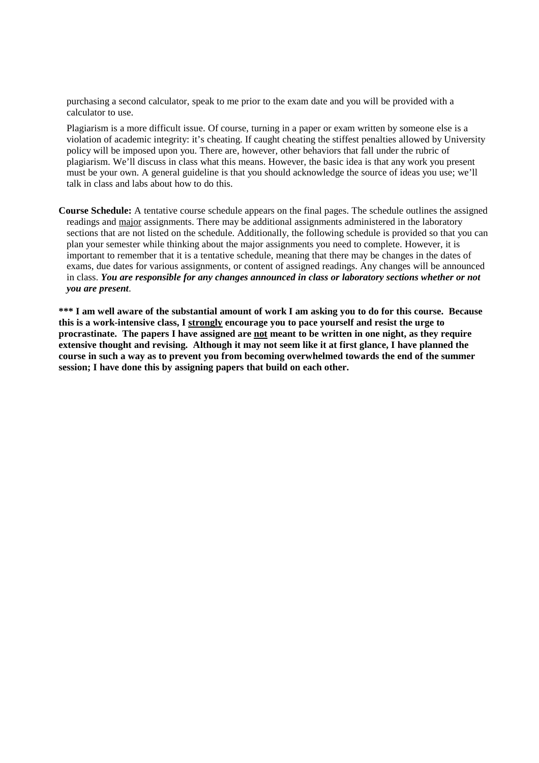purchasing a second calculator, speak to me prior to the exam date and you will be provided with a calculator to use.

Plagiarism is a more difficult issue. Of course, turning in a paper or exam written by someone else is a violation of academic integrity: it's cheating. If caught cheating the stiffest penalties allowed by University policy will be imposed upon you. There are, however, other behaviors that fall under the rubric of plagiarism. We'll discuss in class what this means. However, the basic idea is that any work you present must be your own. A general guideline is that you should acknowledge the source of ideas you use; we'll talk in class and labs about how to do this.

**Course Schedule:** A tentative course schedule appears on the final pages. The schedule outlines the assigned readings and <u>major</u> assignments. There may be additional assignments administered in the laboratory sections that are not listed on the schedule. Additionally, the following schedule is provided so that you can plan your semester while thinking about the major assignments you need to complete. However, it is important to remember that it is a tentative schedule, meaning that there may be changes in the dates of exams, due dates for various assignments, or content of assigned readings. Any changes will be announced in class. ***You are responsible for any changes announced in class or laboratory sections whether or not you are present***.

**\*\*\* I am well aware of the substantial amount of work I am asking you to do for this course. Because this is a work-intensive class, I <u>strongly</u> encourage you to pace yourself and resist the urge to procrastinate. The papers I have assigned are <u>not</u> meant to be written in one night, as they require extensive thought and revising. Although it may not seem like it at first glance, I have planned the course in such a way as to prevent you from becoming overwhelmed towards the end of the summer session; I have done this by assigning papers that build on each other.**